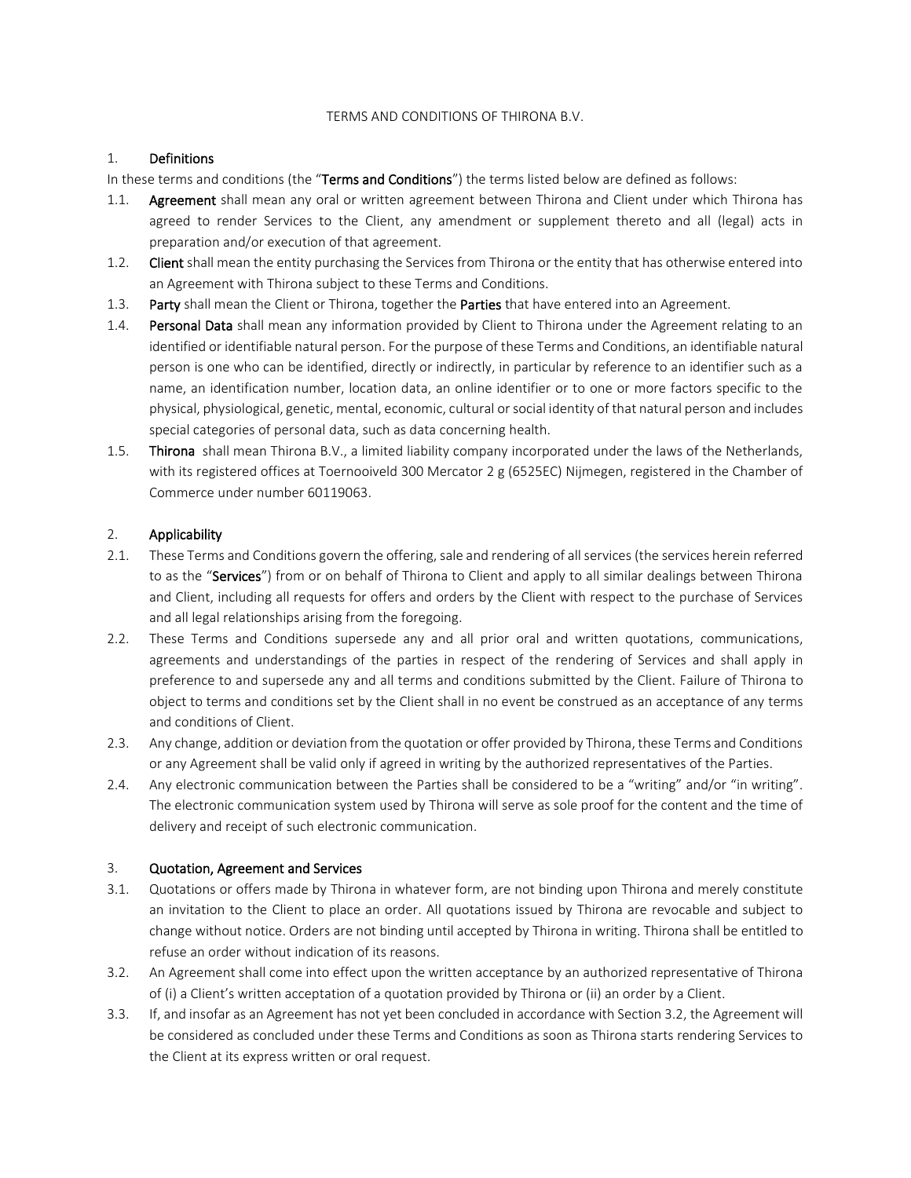# TERMS AND CONDITIONS OF THIRONA B.V.

## 1. Definitions

In these terms and conditions (the "**Terms and Conditions**") the terms listed below are defined as follows:

1.1. **Agreement** shall mean any oral or written agreement between Thirona and Client under which Thirona has agreed to render Services to the Client, any amendment or supplement thereto and all (legal) acts in preparation and/or execution of that agreement.

1.2. **Client** shall mean the entity purchasing the Services from Thirona or the entity that has otherwise entered into an Agreement with Thirona subject to these Terms and Conditions.

1.3. **Party** shall mean the Client or Thirona, together the **Parties** that have entered into an Agreement.

1.4. **Personal Data** shall mean any information provided by Client to Thirona under the Agreement relating to an identified or identifiable natural person. For the purpose of these Terms and Conditions, an identifiable natural person is one who can be identified, directly or indirectly, in particular by reference to an identifier such as a name, an identification number, location data, an online identifier or to one or more factors specific to the physical, physiological, genetic, mental, economic, cultural or social identity of that natural person and includes special categories of personal data, such as data concerning health.

1.5. **Thirona** shall mean Thirona B.V., a limited liability company incorporated under the laws of the Netherlands, with its registered offices at Toernooiveld 300 Mercator 2 g (6525EC) Nijmegen, registered in the Chamber of Commerce under number 60119063.

## 2. Applicability

2.1. These Terms and Conditions govern the offering, sale and rendering of all services (the services herein referred to as the "**Services**") from or on behalf of Thirona to Client and apply to all similar dealings between Thirona and Client, including all requests for offers and orders by the Client with respect to the purchase of Services and all legal relationships arising from the foregoing.

2.2. These Terms and Conditions supersede any and all prior oral and written quotations, communications, agreements and understandings of the parties in respect of the rendering of Services and shall apply in preference to and supersede any and all terms and conditions submitted by the Client. Failure of Thirona to object to terms and conditions set by the Client shall in no event be construed as an acceptance of any terms and conditions of Client.

2.3. Any change, addition or deviation from the quotation or offer provided by Thirona, these Terms and Conditions or any Agreement shall be valid only if agreed in writing by the authorized representatives of the Parties.

2.4. Any electronic communication between the Parties shall be considered to be a "writing" and/or "in writing". The electronic communication system used by Thirona will serve as sole proof for the content and the time of delivery and receipt of such electronic communication.

## 3. Quotation, Agreement and Services

3.1. Quotations or offers made by Thirona in whatever form, are not binding upon Thirona and merely constitute an invitation to the Client to place an order. All quotations issued by Thirona are revocable and subject to change without notice. Orders are not binding until accepted by Thirona in writing. Thirona shall be entitled to refuse an order without indication of its reasons.

3.2. An Agreement shall come into effect upon the written acceptance by an authorized representative of Thirona of (i) a Client's written acceptance of a quotation provided by Thirona or (ii) an order by a Client.

3.3. If, and insofar as an Agreement has not yet been concluded in accordance with Section 3.2, the Agreement will be considered as concluded under these Terms and Conditions as soon as Thirona starts rendering Services to the Client at its express written or oral request.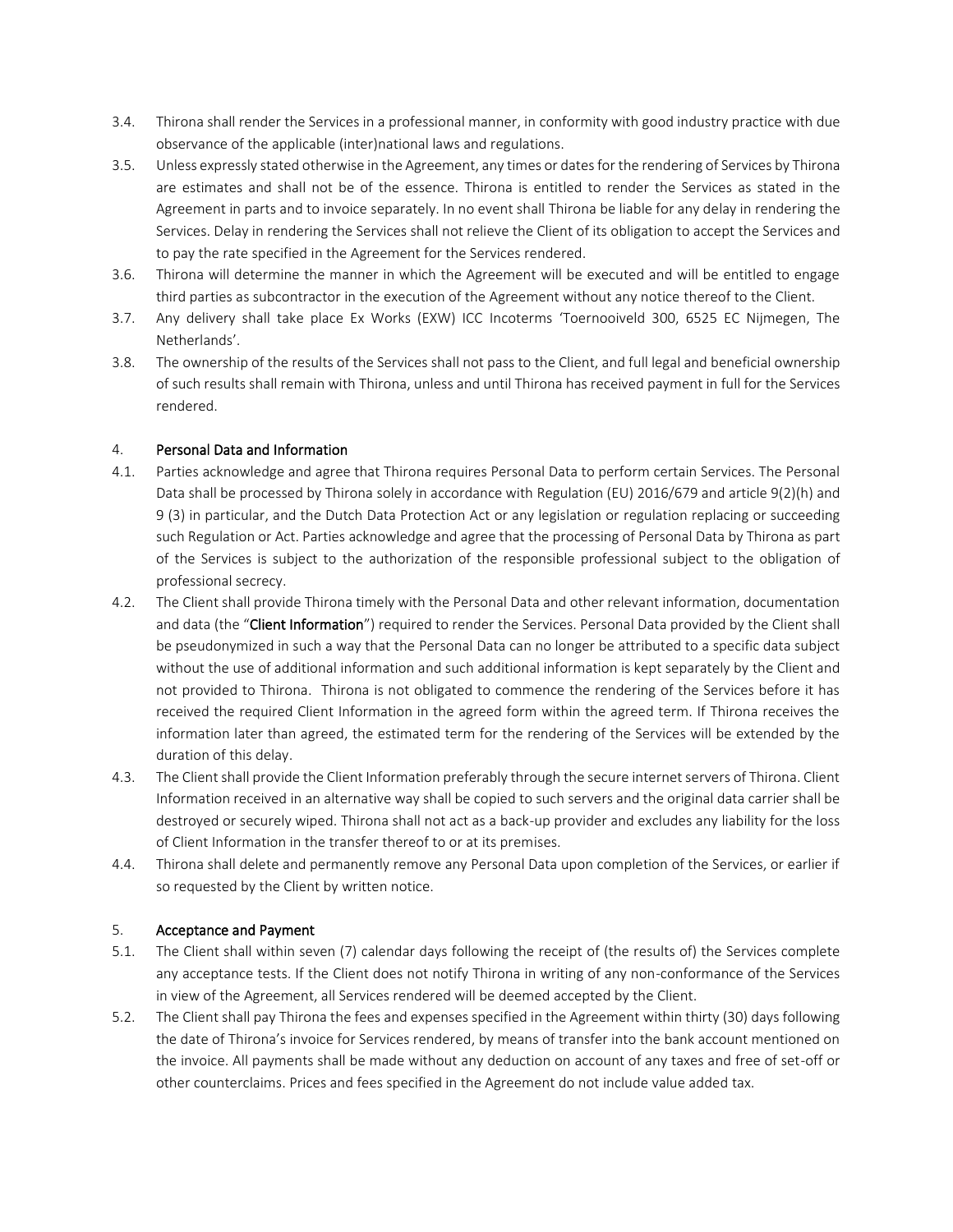3.4. Thirona shall render the Services in a professional manner, in conformity with good industry practice with due observance of the applicable (inter)national laws and regulations.

3.5. Unless expressly stated otherwise in the Agreement, any times or dates for the rendering of Services by Thirona are estimates and shall not be of the essence. Thirona is entitled to render the Services as stated in the Agreement in parts and to invoice separately. In no event shall Thirona be liable for any delay in rendering the Services. Delay in rendering the Services shall not relieve the Client of its obligation to accept the Services and to pay the rate specified in the Agreement for the Services rendered.

3.6. Thirona will determine the manner in which the Agreement will be executed and will be entitled to engage third parties as subcontractor in the execution of the Agreement without any notice thereof to the Client.

3.7. Any delivery shall take place Ex Works (EXW) ICC Incoterms 'Toernooiveld 300, 6525 EC Nijmegen, The Netherlands'.

3.8. The ownership of the results of the Services shall not pass to the Client, and full legal and beneficial ownership of such results shall remain with Thirona, unless and until Thirona has received payment in full for the Services rendered.

## 4. Personal Data and Information

4.1. Parties acknowledge and agree that Thirona requires Personal Data to perform certain Services. The Personal Data shall be processed by Thirona solely in accordance with Regulation (EU) 2016/679 and article 9(2)(h) and 9 (3) in particular, and the Dutch Data Protection Act or any legislation or regulation replacing or succeeding such Regulation or Act. Parties acknowledge and agree that the processing of Personal Data by Thirona as part of the Services is subject to the authorization of the responsible professional subject to the obligation of professional secrecy.

4.2. The Client shall provide Thirona timely with the Personal Data and other relevant information, documentation and data (the "**Client Information**") required to render the Services. Personal Data provided by the Client shall be pseudonymized in such a way that the Personal Data can no longer be attributed to a specific data subject without the use of additional information and such additional information is kept separately by the Client and not provided to Thirona. Thirona is not obligated to commence the rendering of the Services before it has received the required Client Information in the agreed form within the agreed term. If Thirona receives the information later than agreed, the estimated term for the rendering of the Services will be extended by the duration of this delay.

4.3. The Client shall provide the Client Information preferably through the secure internet servers of Thirona. Client Information received in an alternative way shall be copied to such servers and the original data carrier shall be destroyed or securely wiped. Thirona shall not act as a back-up provider and excludes any liability for the loss of Client Information in the transfer thereof to or at its premises.

4.4. Thirona shall delete and permanently remove any Personal Data upon completion of the Services, or earlier if so requested by the Client by written notice.

## 5. Acceptance and Payment

5.1. The Client shall within seven (7) calendar days following the receipt of (the results of) the Services complete any acceptance tests. If the Client does not notify Thirona in writing of any non-conformance of the Services in view of the Agreement, all Services rendered will be deemed accepted by the Client.

5.2. The Client shall pay Thirona the fees and expenses specified in the Agreement within thirty (30) days following the date of Thirona's invoice for Services rendered, by means of transfer into the bank account mentioned on the invoice. All payments shall be made without any deduction on account of any taxes and free of set-off or other counterclaims. Prices and fees specified in the Agreement do not include value added tax.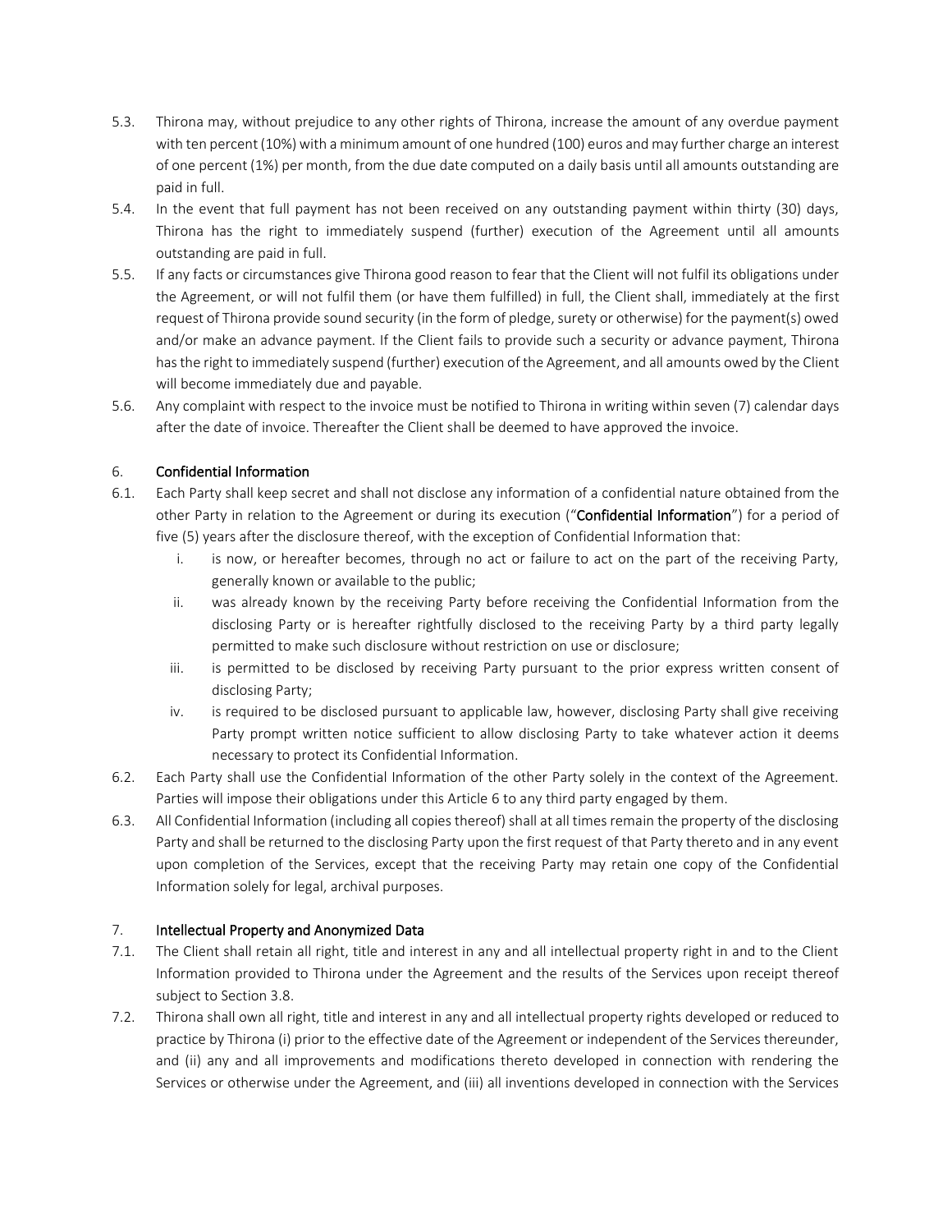5.3. Thirona may, without prejudice to any other rights of Thirona, increase the amount of any overdue payment with ten percent (10%) with a minimum amount of one hundred (100) euros and may further charge an interest of one percent (1%) per month, from the due date computed on a daily basis until all amounts outstanding are paid in full.

5.4. In the event that full payment has not been received on any outstanding payment within thirty (30) days, Thirona has the right to immediately suspend (further) execution of the Agreement until all amounts outstanding are paid in full.

5.5. If any facts or circumstances give Thirona good reason to fear that the Client will not fulfil its obligations under the Agreement, or will not fulfil them (or have them fulfilled) in full, the Client shall, immediately at the first request of Thirona provide sound security (in the form of pledge, surety or otherwise) for the payment(s) owed and/or make an advance payment. If the Client fails to provide such a security or advance payment, Thirona has the right to immediately suspend (further) execution of the Agreement, and all amounts owed by the Client will become immediately due and payable.

5.6. Any complaint with respect to the invoice must be notified to Thirona in writing within seven (7) calendar days after the date of invoice. Thereafter the Client shall be deemed to have approved the invoice.

## 6. Confidential Information

6.1. Each Party shall keep secret and shall not disclose any information of a confidential nature obtained from the other Party in relation to the Agreement or during its execution ("**Confidential Information**") for a period of five (5) years after the disclosure thereof, with the exception of Confidential Information that:

   i. is now, or hereafter becomes, through no act or failure to act on the part of the receiving Party, generally known or available to the public;

   ii. was already known by the receiving Party before receiving the Confidential Information from the disclosing Party or is hereafter rightfully disclosed to the receiving Party by a third party legally permitted to make such disclosure without restriction on use or disclosure;

   iii. is permitted to be disclosed by receiving Party pursuant to the prior express written consent of disclosing Party;

   iv. is required to be disclosed pursuant to applicable law, however, disclosing Party shall give receiving Party prompt written notice sufficient to allow disclosing Party to take whatever action it deems necessary to protect its Confidential Information.

6.2. Each Party shall use the Confidential Information of the other Party solely in the context of the Agreement. Parties will impose their obligations under this Article 6 to any third party engaged by them.

6.3. All Confidential Information (including all copies thereof) shall at all times remain the property of the disclosing Party and shall be returned to the disclosing Party upon the first request of that Party thereto and in any event upon completion of the Services, except that the receiving Party may retain one copy of the Confidential Information solely for legal, archival purposes.

## 7. Intellectual Property and Anonymized Data

7.1. The Client shall retain all right, title and interest in any and all intellectual property right in and to the Client Information provided to Thirona under the Agreement and the results of the Services upon receipt thereof subject to Section 3.8.

7.2. Thirona shall own all right, title and interest in any and all intellectual property rights developed or reduced to practice by Thirona (i) prior to the effective date of the Agreement or independent of the Services thereunder, and (ii) any and all improvements and modifications thereto developed in connection with rendering the Services or otherwise under the Agreement, and (iii) all inventions developed in connection with the Services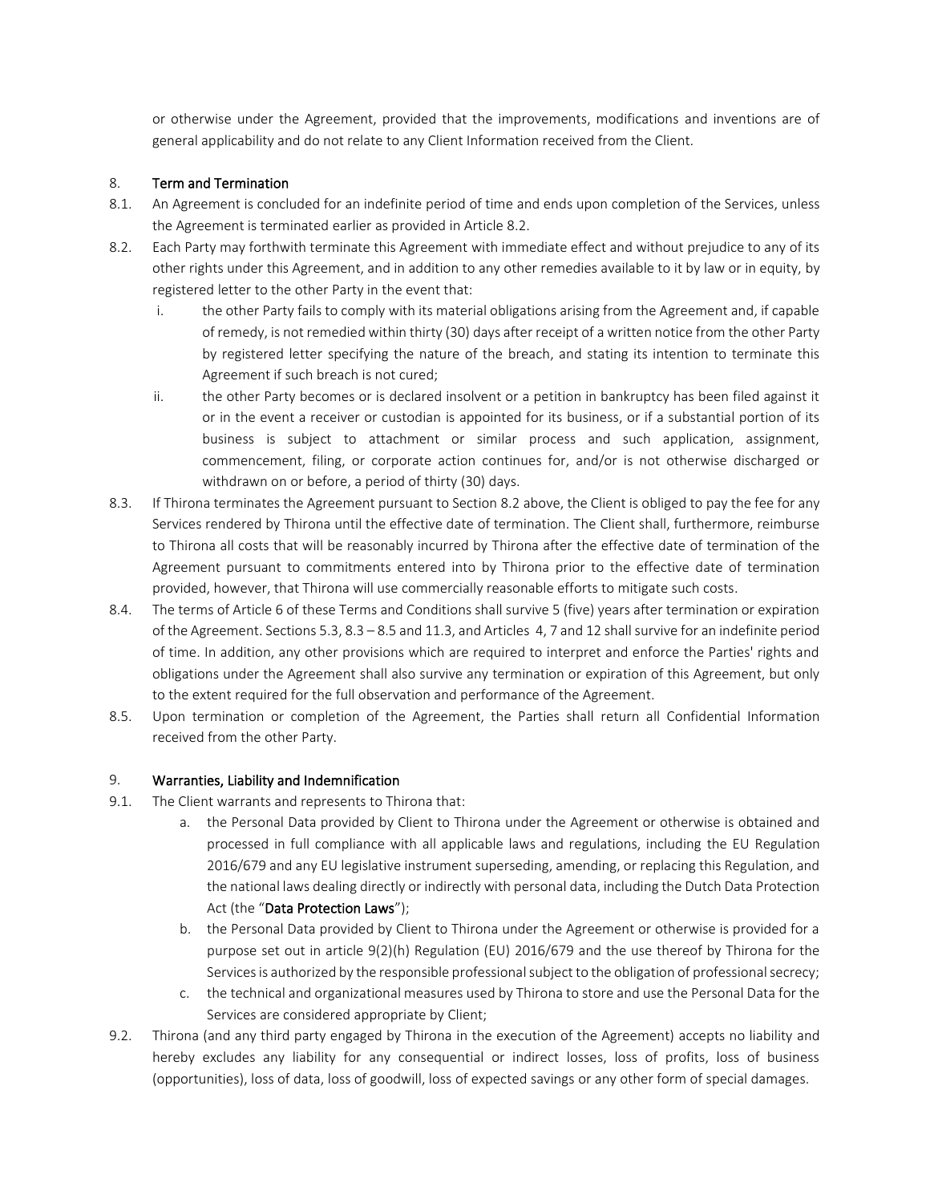or otherwise under the Agreement, provided that the improvements, modifications and inventions are of general applicability and do not relate to any Client Information received from the Client.

## 8. **Term and Termination**

8.1. An Agreement is concluded for an indefinite period of time and ends upon completion of the Services, unless the Agreement is terminated earlier as provided in Article 8.2.

8.2. Each Party may forthwith terminate this Agreement with immediate effect and without prejudice to any of its other rights under this Agreement, and in addition to any other remedies available to it by law or in equity, by registered letter to the other Party in the event that:

i. the other Party fails to comply with its material obligations arising from the Agreement and, if capable of remedy, is not remedied within thirty (30) days after receipt of a written notice from the other Party by registered letter specifying the nature of the breach, and stating its intention to terminate this Agreement if such breach is not cured;

ii. the other Party becomes or is declared insolvent or a petition in bankruptcy has been filed against it or in the event a receiver or custodian is appointed for its business, or if a substantial portion of its business is subject to attachment or similar process and such application, assignment, commencement, filing, or corporate action continues for, and/or is not otherwise discharged or withdrawn on or before, a period of thirty (30) days.

8.3. If Thirona terminates the Agreement pursuant to Section 8.2 above, the Client is obliged to pay the fee for any Services rendered by Thirona until the effective date of termination. The Client shall, furthermore, reimburse to Thirona all costs that will be reasonably incurred by Thirona after the effective date of termination of the Agreement pursuant to commitments entered into by Thirona prior to the effective date of termination provided, however, that Thirona will use commercially reasonable efforts to mitigate such costs.

8.4. The terms of Article 6 of these Terms and Conditions shall survive 5 (five) years after termination or expiration of the Agreement. Sections 5.3, 8.3 – 8.5 and 11.3, and Articles 4, 7 and 12 shall survive for an indefinite period of time. In addition, any other provisions which are required to interpret and enforce the Parties' rights and obligations under the Agreement shall also survive any termination or expiration of this Agreement, but only to the extent required for the full observation and performance of the Agreement.

8.5. Upon termination or completion of the Agreement, the Parties shall return all Confidential Information received from the other Party.

## 9. **Warranties, Liability and Indemnification**

9.1. The Client warrants and represents to Thirona that:

a. the Personal Data provided by Client to Thirona under the Agreement or otherwise is obtained and processed in full compliance with all applicable laws and regulations, including the EU Regulation 2016/679 and any EU legislative instrument superseding, amending, or replacing this Regulation, and the national laws dealing directly or indirectly with personal data, including the Dutch Data Protection Act (the "**Data Protection Laws**");

b. the Personal Data provided by Client to Thirona under the Agreement or otherwise is provided for a purpose set out in article 9(2)(h) Regulation (EU) 2016/679 and the use thereof by Thirona for the Services is authorized by the responsible professional subject to the obligation of professional secrecy;

c. the technical and organizational measures used by Thirona to store and use the Personal Data for the Services are considered appropriate by Client;

9.2. Thirona (and any third party engaged by Thirona in the execution of the Agreement) accepts no liability and hereby excludes any liability for any consequential or indirect losses, loss of profits, loss of business (opportunities), loss of data, loss of goodwill, loss of expected savings or any other form of special damages.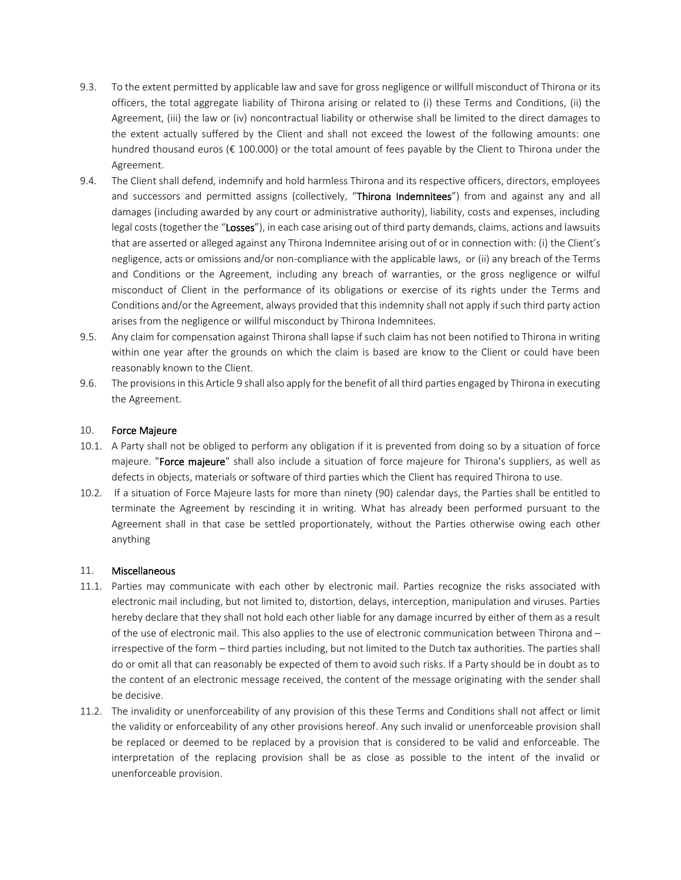9.3. To the extent permitted by applicable law and save for gross negligence or willfull misconduct of Thirona or its officers, the total aggregate liability of Thirona arising or related to (i) these Terms and Conditions, (ii) the Agreement, (iii) the law or (iv) noncontractual liability or otherwise shall be limited to the direct damages to the extent actually suffered by the Client and shall not exceed the lowest of the following amounts: one hundred thousand euros (€ 100.000) or the total amount of fees payable by the Client to Thirona under the Agreement.

9.4. The Client shall defend, indemnify and hold harmless Thirona and its respective officers, directors, employees and successors and permitted assigns (collectively, "**Thirona Indemnitees**") from and against any and all damages (including awarded by any court or administrative authority), liability, costs and expenses, including legal costs (together the "**Losses**"), in each case arising out of third party demands, claims, actions and lawsuits that are asserted or alleged against any Thirona Indemnitee arising out of or in connection with: (i) the Client's negligence, acts or omissions and/or non-compliance with the applicable laws, or (ii) any breach of the Terms and Conditions or the Agreement, including any breach of warranties, or the gross negligence or wilful misconduct of Client in the performance of its obligations or exercise of its rights under the Terms and Conditions and/or the Agreement, always provided that this indemnity shall not apply if such third party action arises from the negligence or willful misconduct by Thirona Indemnitees.

9.5. Any claim for compensation against Thirona shall lapse if such claim has not been notified to Thirona in writing within one year after the grounds on which the claim is based are know to the Client or could have been reasonably known to the Client.

9.6. The provisions in this Article 9 shall also apply for the benefit of all third parties engaged by Thirona in executing the Agreement.

## 10. Force Majeure

10.1. A Party shall not be obliged to perform any obligation if it is prevented from doing so by a situation of force majeure. "**Force majeure**" shall also include a situation of force majeure for Thirona's suppliers, as well as defects in objects, materials or software of third parties which the Client has required Thirona to use.

10.2. If a situation of Force Majeure lasts for more than ninety (90) calendar days, the Parties shall be entitled to terminate the Agreement by rescinding it in writing. What has already been performed pursuant to the Agreement shall in that case be settled proportionately, without the Parties otherwise owing each other anything

## 11. Miscellaneous

11.1. Parties may communicate with each other by electronic mail. Parties recognize the risks associated with electronic mail including, but not limited to, distortion, delays, interception, manipulation and viruses. Parties hereby declare that they shall not hold each other liable for any damage incurred by either of them as a result of the use of electronic mail. This also applies to the use of electronic communication between Thirona and – irrespective of the form – third parties including, but not limited to the Dutch tax authorities. The parties shall do or omit all that can reasonably be expected of them to avoid such risks. If a Party should be in doubt as to the content of an electronic message received, the content of the message originating with the sender shall be decisive.

11.2. The invalidity or unenforceability of any provision of this these Terms and Conditions shall not affect or limit the validity or enforceability of any other provisions hereof. Any such invalid or unenforceable provision shall be replaced or deemed to be replaced by a provision that is considered to be valid and enforceable. The interpretation of the replacing provision shall be as close as possible to the intent of the invalid or unenforceable provision.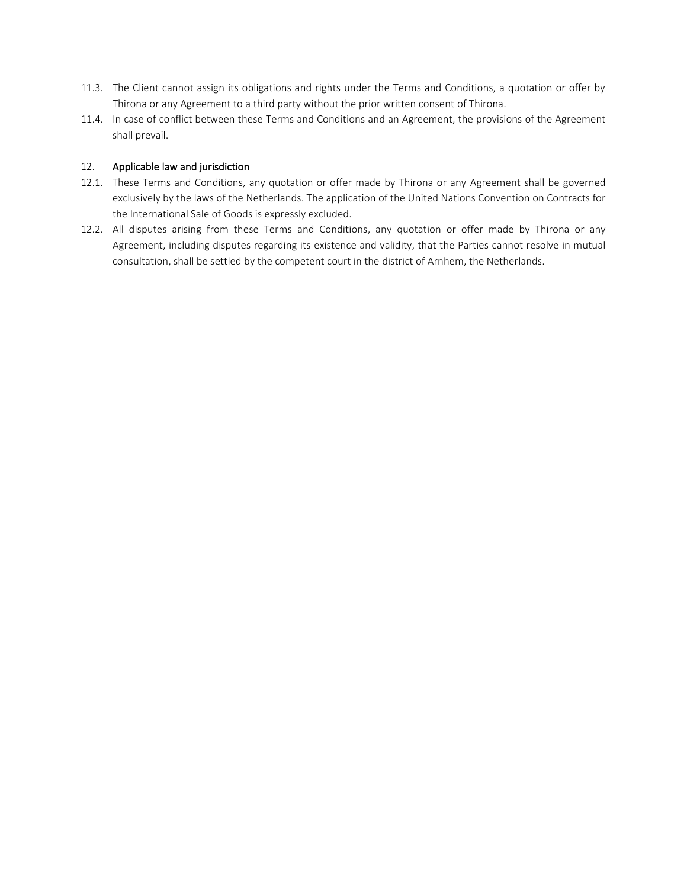11.3. The Client cannot assign its obligations and rights under the Terms and Conditions, a quotation or offer by Thirona or any Agreement to a third party without the prior written consent of Thirona.

11.4. In case of conflict between these Terms and Conditions and an Agreement, the provisions of the Agreement shall prevail.

## 12. Applicable law and jurisdiction

12.1. These Terms and Conditions, any quotation or offer made by Thirona or any Agreement shall be governed exclusively by the laws of the Netherlands. The application of the United Nations Convention on Contracts for the International Sale of Goods is expressly excluded.

12.2. All disputes arising from these Terms and Conditions, any quotation or offer made by Thirona or any Agreement, including disputes regarding its existence and validity, that the Parties cannot resolve in mutual consultation, shall be settled by the competent court in the district of Arnhem, the Netherlands.